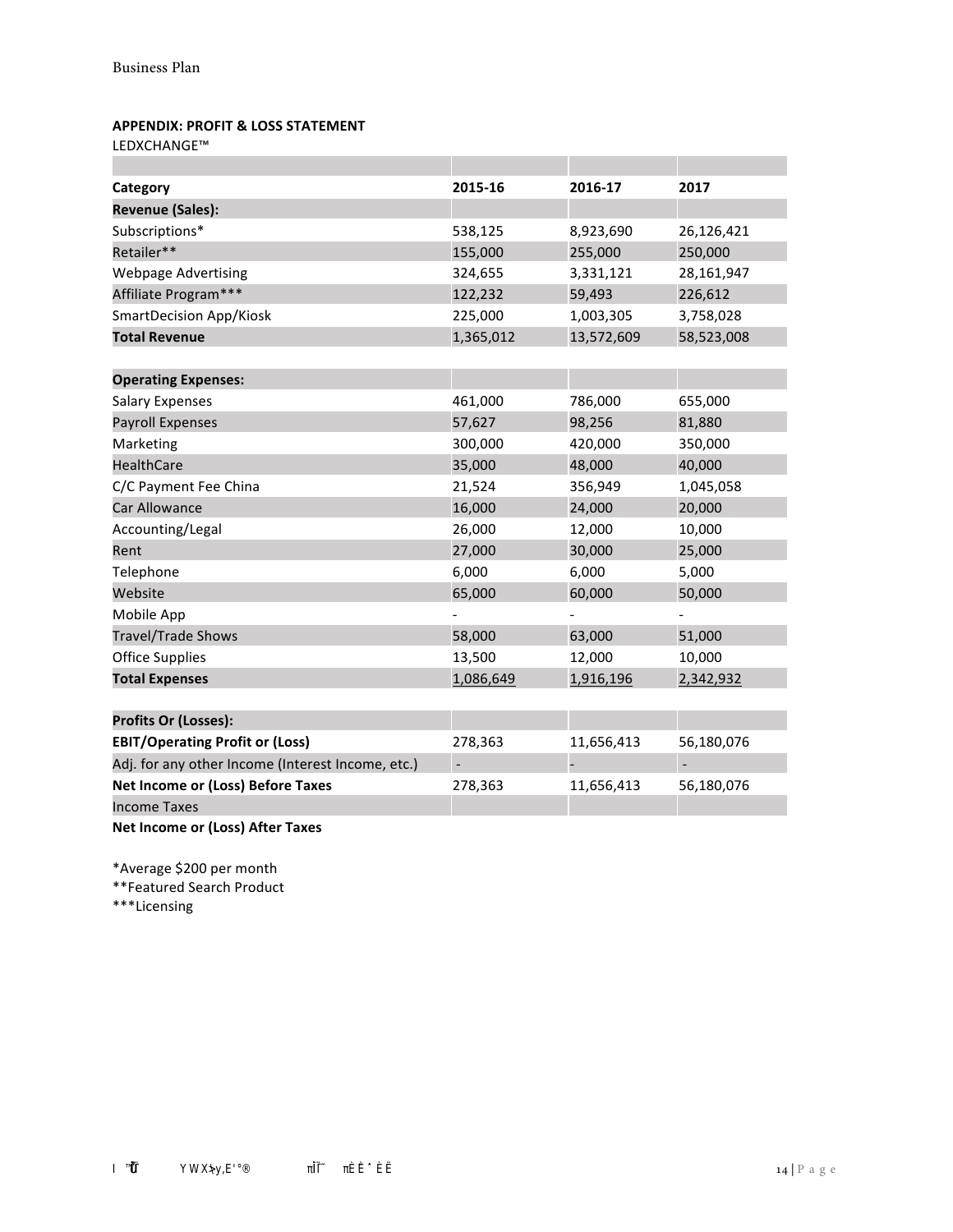### APPENDIX: PROFIT & LOSS STATEMENT

LEDXCHANGE™

| Category | 2015-16 | 2016-17 | 2017 |
|---|---|---|---|
| **Revenue (Sales):** | | | |
| Subscriptions* | 538,125 | 8,923,690 | 26,126,421 |
| Retailer** | 155,000 | 255,000 | 250,000 |
| Webpage Advertising | 324,655 | 3,331,121 | 28,161,947 |
| Affiliate Program*** | 122,232 | 59,493 | 226,612 |
| SmartDecision App/Kiosk | 225,000 | 1,003,305 | 3,758,028 |
| **Total Revenue** | 1,365,012 | 13,572,609 | 58,523,008 |
| | | | |
| **Operating Expenses:** | | | |
| Salary Expenses | 461,000 | 786,000 | 655,000 |
| Payroll Expenses | 57,627 | 98,256 | 81,880 |
| Marketing | 300,000 | 420,000 | 350,000 |
| HealthCare | 35,000 | 48,000 | 40,000 |
| C/C Payment Fee China | 21,524 | 356,949 | 1,045,058 |
| Car Allowance | 16,000 | 24,000 | 20,000 |
| Accounting/Legal | 26,000 | 12,000 | 10,000 |
| Rent | 27,000 | 30,000 | 25,000 |
| Telephone | 6,000 | 6,000 | 5,000 |
| Website | 65,000 | 60,000 | 50,000 |
| Mobile App | - | - | - |
| Travel/Trade Shows | 58,000 | 63,000 | 51,000 |
| Office Supplies | 13,500 | 12,000 | 10,000 |
| **Total Expenses** | 1,086,649 | 1,916,196 | 2,342,932 |
| | | | |
| **Profits Or (Losses):** | | | |
| **EBIT/Operating Profit or (Loss)** | 278,363 | 11,656,413 | 56,180,076 |
| Adj. for any other Income (Interest Income, etc.) | - | - | - |
| **Net Income or (Loss) Before Taxes** | 278,363 | 11,656,413 | 56,180,076 |
| Income Taxes | | | |
| **Net Income or (Loss) After Taxes** | | | |

*Average $200 per month
**Featured Search Product
***Licensing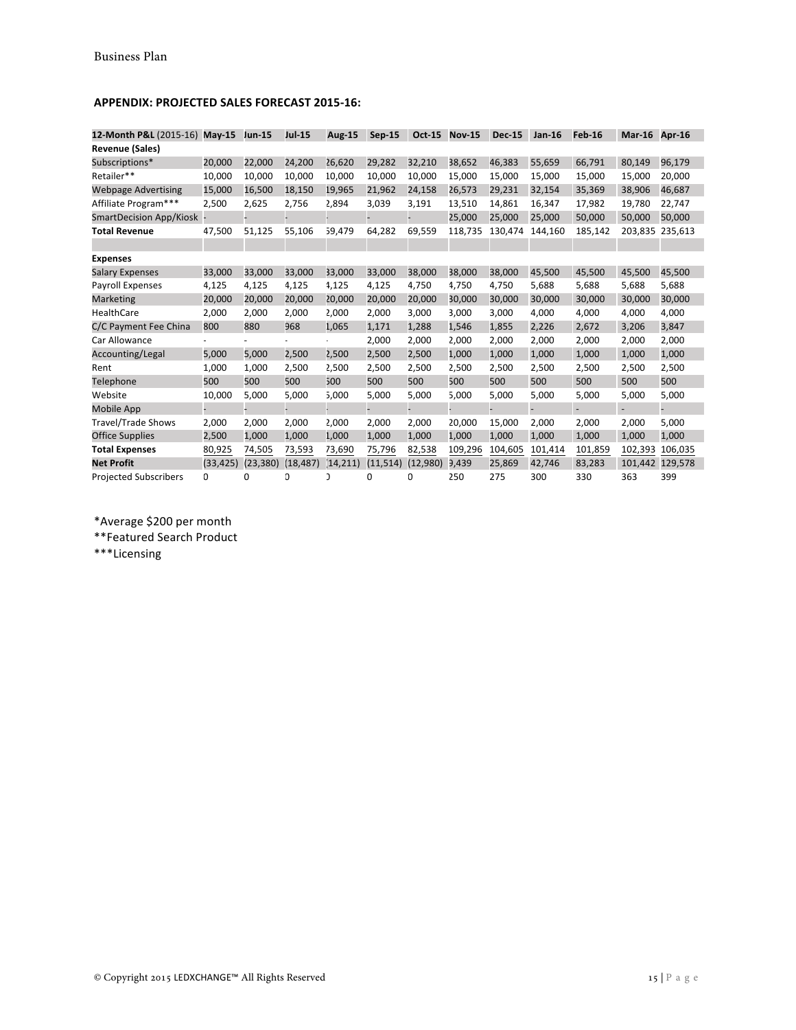## APPENDIX: PROJECTED SALES FORECAST 2015-16:

| 12-Month P&L (2015-16) | May-15 | Jun-15 | Jul-15 | Aug-15 | Sep-15 | Oct-15 | Nov-15 | Dec-15 | Jan-16 | Feb-16 | Mar-16 | Apr-16 |
|---|---|---|---|---|---|---|---|---|---|---|---|---|
| **Revenue (Sales)** | | | | | | | | | | | | |
| Subscriptions* | 20,000 | 22,000 | 24,200 | 26,620 | 29,282 | 32,210 | 38,652 | 46,383 | 55,659 | 66,791 | 80,149 | 96,179 |
| Retailer** | 10,000 | 10,000 | 10,000 | 10,000 | 10,000 | 10,000 | 15,000 | 15,000 | 15,000 | 15,000 | 15,000 | 20,000 |
| Webpage Advertising | 15,000 | 16,500 | 18,150 | 19,965 | 21,962 | 24,158 | 26,573 | 29,231 | 32,154 | 35,369 | 38,906 | 46,687 |
| Affiliate Program*** | 2,500 | 2,625 | 2,756 | 2,894 | 3,039 | 3,191 | 13,510 | 14,861 | 16,347 | 17,982 | 19,780 | 22,747 |
| SmartDecision App/Kiosk | - | - | - | - | - | - | 25,000 | 25,000 | 25,000 | 50,000 | 50,000 | 50,000 |
| **Total Revenue** | 47,500 | 51,125 | 55,106 | 59,479 | 64,282 | 69,559 | 118,735 | 130,474 | 144,160 | 185,142 | 203,835 | 235,613 |
| | | | | | | | | | | | | |
| **Expenses** | | | | | | | | | | | | |
| Salary Expenses | 33,000 | 33,000 | 33,000 | 33,000 | 33,000 | 38,000 | 38,000 | 38,000 | 45,500 | 45,500 | 45,500 | 45,500 |
| Payroll Expenses | 4,125 | 4,125 | 4,125 | 4,125 | 4,125 | 4,750 | 4,750 | 4,750 | 5,688 | 5,688 | 5,688 | 5,688 |
| Marketing | 20,000 | 20,000 | 20,000 | 20,000 | 20,000 | 20,000 | 30,000 | 30,000 | 30,000 | 30,000 | 30,000 | 30,000 |
| HealthCare | 2,000 | 2,000 | 2,000 | 2,000 | 2,000 | 3,000 | 3,000 | 3,000 | 4,000 | 4,000 | 4,000 | 4,000 |
| C/C Payment Fee China | 800 | 880 | 968 | 1,065 | 1,171 | 1,288 | 1,546 | 1,855 | 2,226 | 2,672 | 3,206 | 3,847 |
| Car Allowance | - | - | - | - | 2,000 | 2,000 | 2,000 | 2,000 | 2,000 | 2,000 | 2,000 | 2,000 |
| Accounting/Legal | 5,000 | 5,000 | 2,500 | 2,500 | 2,500 | 2,500 | 1,000 | 1,000 | 1,000 | 1,000 | 1,000 | 1,000 |
| Rent | 1,000 | 1,000 | 2,500 | 2,500 | 2,500 | 2,500 | 2,500 | 2,500 | 2,500 | 2,500 | 2,500 | 2,500 |
| Telephone | 500 | 500 | 500 | 500 | 500 | 500 | 500 | 500 | 500 | 500 | 500 | 500 |
| Website | 10,000 | 5,000 | 5,000 | 5,000 | 5,000 | 5,000 | 5,000 | 5,000 | 5,000 | 5,000 | 5,000 | 5,000 |
| Mobile App | - | - | - | - | - | - | - | - | - | - | - | - |
| Travel/Trade Shows | 2,000 | 2,000 | 2,000 | 2,000 | 2,000 | 2,000 | 20,000 | 15,000 | 2,000 | 2,000 | 2,000 | 5,000 |
| Office Supplies | 2,500 | 1,000 | 1,000 | 1,000 | 1,000 | 1,000 | 1,000 | 1,000 | 1,000 | 1,000 | 1,000 | 1,000 |
| **Total Expenses** | 80,925 | 74,505 | 73,593 | 73,690 | 75,796 | 82,538 | 109,296 | 104,605 | 101,414 | 101,859 | 102,393 | 106,035 |
| **Net Profit** | (33,425) | (23,380) | (18,487) | (14,211) | (11,514) | (12,980) | 9,439 | 25,869 | 42,746 | 83,283 | 101,442 | 129,578 |
| Projected Subscribers | 0 | 0 | 0 | 0 | 0 | 0 | 250 | 275 | 300 | 330 | 363 | 399 |

*Average $200 per month

**Featured Search Product

***Licensing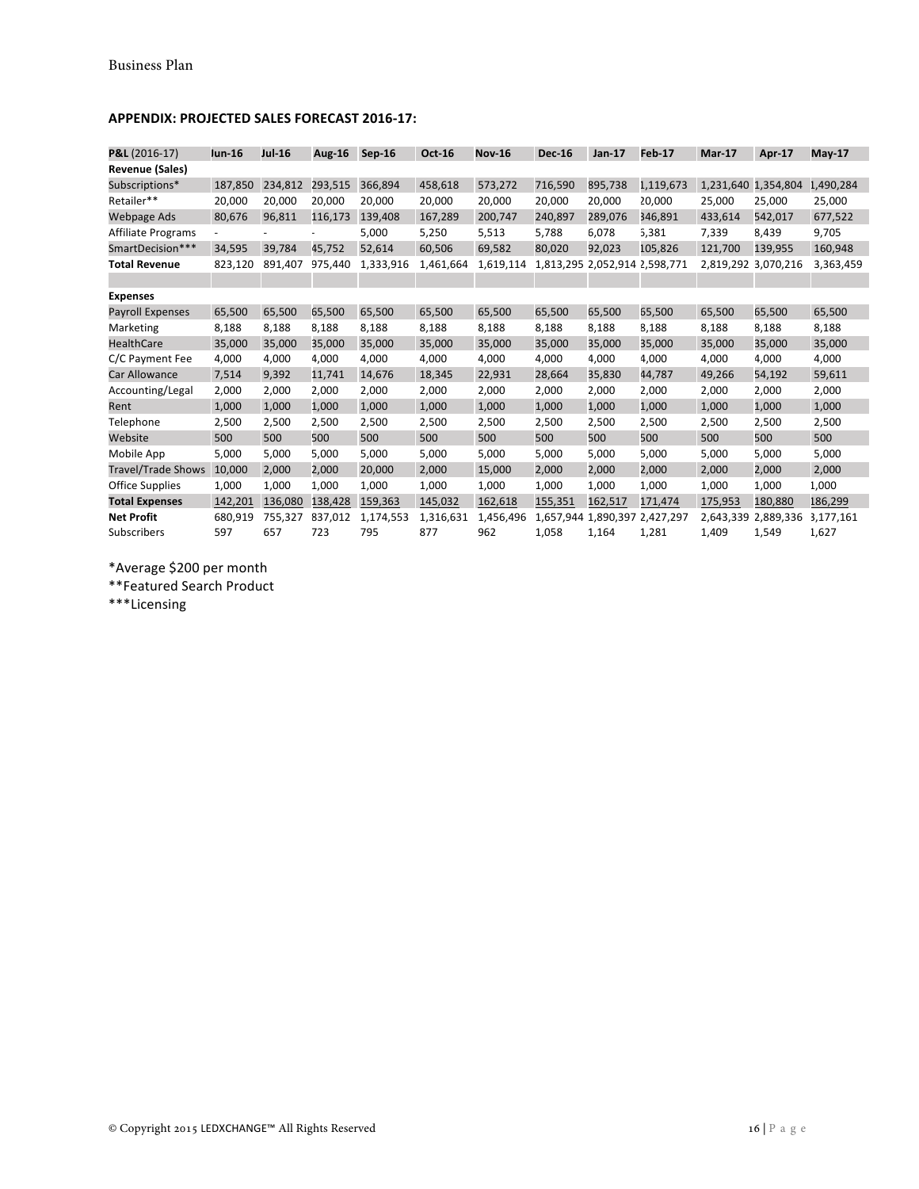## APPENDIX: PROJECTED SALES FORECAST 2016-17:

| P&L (2016-17) | Jun-16 | Jul-16 | Aug-16 | Sep-16 | Oct-16 | Nov-16 | Dec-16 | Jan-17 | Feb-17 | Mar-17 | Apr-17 | May-17 |
|---|---|---|---|---|---|---|---|---|---|---|---|---|
| **Revenue (Sales)** | | | | | | | | | | | | |
| Subscriptions* | 187,850 | 234,812 | 293,515 | 366,894 | 458,618 | 573,272 | 716,590 | 895,738 | 1,119,673 | 1,231,640 | 1,354,804 | 1,490,284 |
| Retailer** | 20,000 | 20,000 | 20,000 | 20,000 | 20,000 | 20,000 | 20,000 | 20,000 | 20,000 | 25,000 | 25,000 | 25,000 |
| Webpage Ads | 80,676 | 96,811 | 116,173 | 139,408 | 167,289 | 200,747 | 240,897 | 289,076 | 346,891 | 433,614 | 542,017 | 677,522 |
| Affiliate Programs | - | - | - | 5,000 | 5,250 | 5,513 | 5,788 | 6,078 | 6,381 | 7,339 | 8,439 | 9,705 |
| SmartDecision*** | 34,595 | 39,784 | 45,752 | 52,614 | 60,506 | 69,582 | 80,020 | 92,023 | 105,826 | 121,700 | 139,955 | 160,948 |
| **Total Revenue** | 823,120 | 891,407 | 975,440 | 1,333,916 | 1,461,664 | 1,619,114 | 1,813,295 | 2,052,914 | 2,598,771 | 2,819,292 | 3,070,216 | 3,363,459 |
| | | | | | | | | | | | | |
| **Expenses** | | | | | | | | | | | | |
| Payroll Expenses | 65,500 | 65,500 | 65,500 | 65,500 | 65,500 | 65,500 | 65,500 | 65,500 | 65,500 | 65,500 | 65,500 | 65,500 |
| Marketing | 8,188 | 8,188 | 8,188 | 8,188 | 8,188 | 8,188 | 8,188 | 8,188 | 8,188 | 8,188 | 8,188 | 8,188 |
| HealthCare | 35,000 | 35,000 | 35,000 | 35,000 | 35,000 | 35,000 | 35,000 | 35,000 | 35,000 | 35,000 | 35,000 | 35,000 |
| C/C Payment Fee | 4,000 | 4,000 | 4,000 | 4,000 | 4,000 | 4,000 | 4,000 | 4,000 | 4,000 | 4,000 | 4,000 | 4,000 |
| Car Allowance | 7,514 | 9,392 | 11,741 | 14,676 | 18,345 | 22,931 | 28,664 | 35,830 | 44,787 | 49,266 | 54,192 | 59,611 |
| Accounting/Legal | 2,000 | 2,000 | 2,000 | 2,000 | 2,000 | 2,000 | 2,000 | 2,000 | 2,000 | 2,000 | 2,000 | 2,000 |
| Rent | 1,000 | 1,000 | 1,000 | 1,000 | 1,000 | 1,000 | 1,000 | 1,000 | 1,000 | 1,000 | 1,000 | 1,000 |
| Telephone | 2,500 | 2,500 | 2,500 | 2,500 | 2,500 | 2,500 | 2,500 | 2,500 | 2,500 | 2,500 | 2,500 | 2,500 |
| Website | 500 | 500 | 500 | 500 | 500 | 500 | 500 | 500 | 500 | 500 | 500 | 500 |
| Mobile App | 5,000 | 5,000 | 5,000 | 5,000 | 5,000 | 5,000 | 5,000 | 5,000 | 5,000 | 5,000 | 5,000 | 5,000 |
| Travel/Trade Shows | 10,000 | 2,000 | 2,000 | 20,000 | 2,000 | 15,000 | 2,000 | 2,000 | 2,000 | 2,000 | 2,000 | 2,000 |
| Office Supplies | 1,000 | 1,000 | 1,000 | 1,000 | 1,000 | 1,000 | 1,000 | 1,000 | 1,000 | 1,000 | 1,000 | 1,000 |
| **Total Expenses** | 142,201 | 136,080 | 138,428 | 159,363 | 145,032 | 162,618 | 155,351 | 162,517 | 171,474 | 175,953 | 180,880 | 186,299 |
| **Net Profit** | 680,919 | 755,327 | 837,012 | 1,174,553 | 1,316,631 | 1,456,496 | 1,657,944 | 1,890,397 | 2,427,297 | 2,643,339 | 2,889,336 | 3,177,161 |
| Subscribers | 597 | 657 | 723 | 795 | 877 | 962 | 1,058 | 1,164 | 1,281 | 1,409 | 1,549 | 1,627 |

*Average $200 per month

**Featured Search Product

***Licensing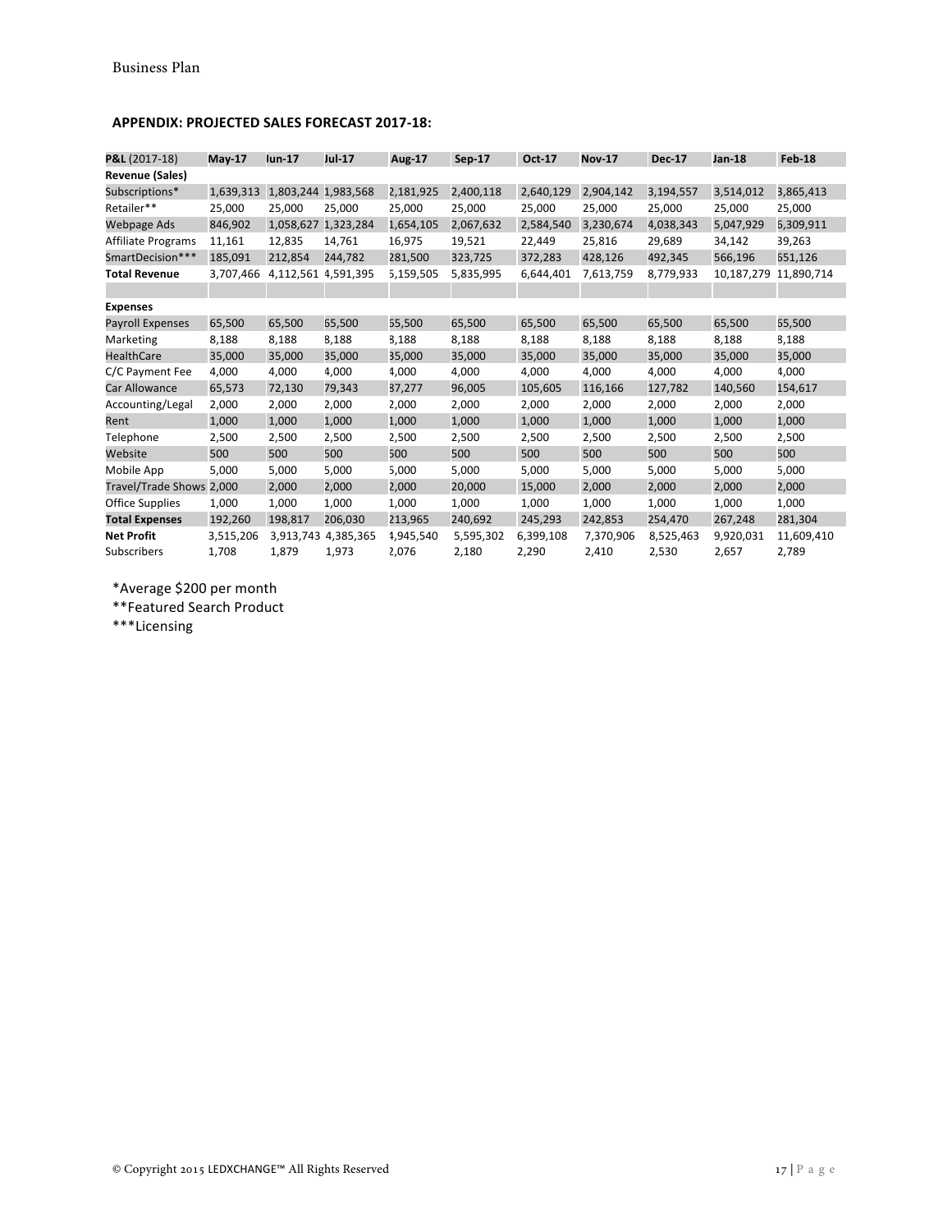### APPENDIX: PROJECTED SALES FORECAST 2017-18:

| P&L (2017-18) | May-17 | Jun-17 | Jul-17 | Aug-17 | Sep-17 | Oct-17 | Nov-17 | Dec-17 | Jan-18 | Feb-18 |
|---|---|---|---|---|---|---|---|---|---|---|
| **Revenue (Sales)** | | | | | | | | | | |
| Subscriptions* | 1,639,313 | 1,803,244 | 1,983,568 | 2,181,925 | 2,400,118 | 2,640,129 | 2,904,142 | 3,194,557 | 3,514,012 | 3,865,413 |
| Retailer** | 25,000 | 25,000 | 25,000 | 25,000 | 25,000 | 25,000 | 25,000 | 25,000 | 25,000 | 25,000 |
| Webpage Ads | 846,902 | 1,058,627 | 1,323,284 | 1,654,105 | 2,067,632 | 2,584,540 | 3,230,674 | 4,038,343 | 5,047,929 | 6,309,911 |
| Affiliate Programs | 11,161 | 12,835 | 14,761 | 16,975 | 19,521 | 22,449 | 25,816 | 29,689 | 34,142 | 39,263 |
| SmartDecision*** | 185,091 | 212,854 | 244,782 | 281,500 | 323,725 | 372,283 | 428,126 | 492,345 | 566,196 | 651,126 |
| **Total Revenue** | 3,707,466 | 4,112,561 | 4,591,395 | 5,159,505 | 5,835,995 | 6,644,401 | 7,613,759 | 8,779,933 | 10,187,279 | 11,890,714 |
| | | | | | | | | | | |
| **Expenses** | | | | | | | | | | |
| Payroll Expenses | 65,500 | 65,500 | 65,500 | 65,500 | 65,500 | 65,500 | 65,500 | 65,500 | 65,500 | 65,500 |
| Marketing | 8,188 | 8,188 | 8,188 | 8,188 | 8,188 | 8,188 | 8,188 | 8,188 | 8,188 | 8,188 |
| HealthCare | 35,000 | 35,000 | 35,000 | 35,000 | 35,000 | 35,000 | 35,000 | 35,000 | 35,000 | 35,000 |
| C/C Payment Fee | 4,000 | 4,000 | 4,000 | 4,000 | 4,000 | 4,000 | 4,000 | 4,000 | 4,000 | 4,000 |
| Car Allowance | 65,573 | 72,130 | 79,343 | 87,277 | 96,005 | 105,605 | 116,166 | 127,782 | 140,560 | 154,617 |
| Accounting/Legal | 2,000 | 2,000 | 2,000 | 2,000 | 2,000 | 2,000 | 2,000 | 2,000 | 2,000 | 2,000 |
| Rent | 1,000 | 1,000 | 1,000 | 1,000 | 1,000 | 1,000 | 1,000 | 1,000 | 1,000 | 1,000 |
| Telephone | 2,500 | 2,500 | 2,500 | 2,500 | 2,500 | 2,500 | 2,500 | 2,500 | 2,500 | 2,500 |
| Website | 500 | 500 | 500 | 500 | 500 | 500 | 500 | 500 | 500 | 500 |
| Mobile App | 5,000 | 5,000 | 5,000 | 5,000 | 5,000 | 5,000 | 5,000 | 5,000 | 5,000 | 5,000 |
| Travel/Trade Shows | 2,000 | 2,000 | 2,000 | 2,000 | 20,000 | 15,000 | 2,000 | 2,000 | 2,000 | 2,000 |
| Office Supplies | 1,000 | 1,000 | 1,000 | 1,000 | 1,000 | 1,000 | 1,000 | 1,000 | 1,000 | 1,000 |
| **Total Expenses** | 192,260 | 198,817 | 206,030 | 213,965 | 240,692 | 245,293 | 242,853 | 254,470 | 267,248 | 281,304 |
| **Net Profit** | 3,515,206 | 3,913,743 | 4,385,365 | 4,945,540 | 5,595,302 | 6,399,108 | 7,370,906 | 8,525,463 | 9,920,031 | 11,609,410 |
| Subscribers | 1,708 | 1,879 | 1,973 | 2,076 | 2,180 | 2,290 | 2,410 | 2,530 | 2,657 | 2,789 |

*Average $200 per month

**Featured Search Product

***Licensing